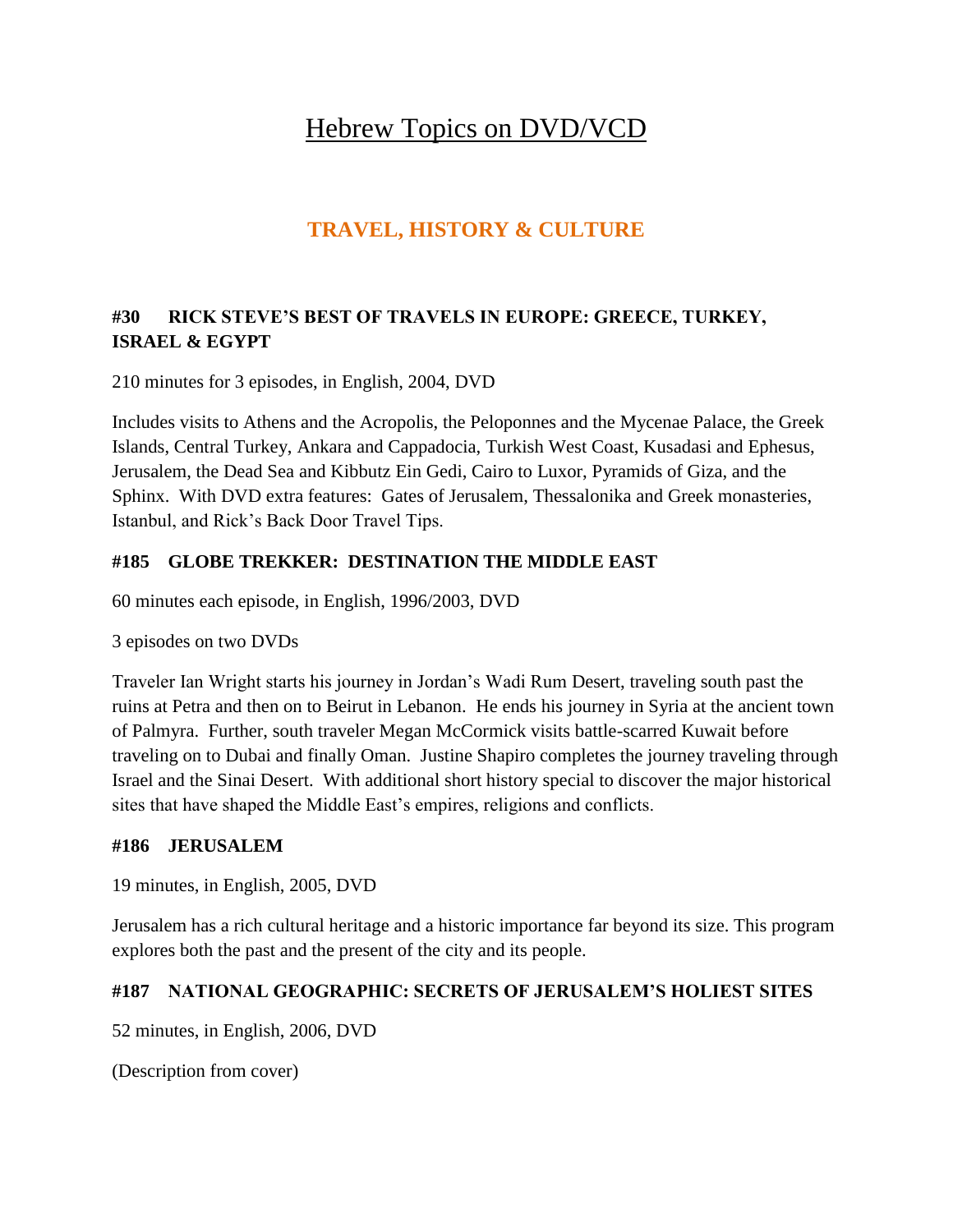# Hebrew Topics on DVD/VCD

## TRAVEL, HISTORY & CULTURE

### #30 RICK STEVE'S BEST OF TRAVELS IN EUROPE: GREECE, TURKEY, ISRAEL & EGYPT

210 minutes for 3 episodes, in English, 2004, DVD

Includes visits to Athens and the Acropolis, the Peloponnes and the Mycenae Palace, the Greek Islands, Central Turkey, Ankara and Cappadocia, Turkish West Coast, Kusadasi and Ephesus, Jerusalem, the Dead Sea and Kibbutz Ein Gedi, Cairo to Luxor, Pyramids of Giza, and the Sphinx. With DVD extra features: Gates of Jerusalem, Thessalonika and Greek monasteries, Istanbul, and Rick's Back Door Travel Tips.

### #185 GLOBE TREKKER: DESTINATION THE MIDDLE EAST

60 minutes each episode, in English, 1996/2003, DVD

3 episodes on two DVDs

Traveler Ian Wright starts his journey in Jordan's Wadi Rum Desert, traveling south past the ruins at Petra and then on to Beirut in Lebanon. He ends his journey in Syria at the ancient town of Palmyra. Further, south traveler Megan McCormick visits battle-scarred Kuwait before traveling on to Dubai and finally Oman. Justine Shapiro completes the journey traveling through Israel and the Sinai Desert. With additional short history special to discover the major historical sites that have shaped the Middle East's empires, religions and conflicts.

### #186 JERUSALEM

19 minutes, in English, 2005, DVD

Jerusalem has a rich cultural heritage and a historic importance far beyond its size. This program explores both the past and the present of the city and its people.

### #187 NATIONAL GEOGRAPHIC: SECRETS OF JERUSALEM'S HOLIEST SITES

52 minutes, in English, 2006, DVD

(Description from cover)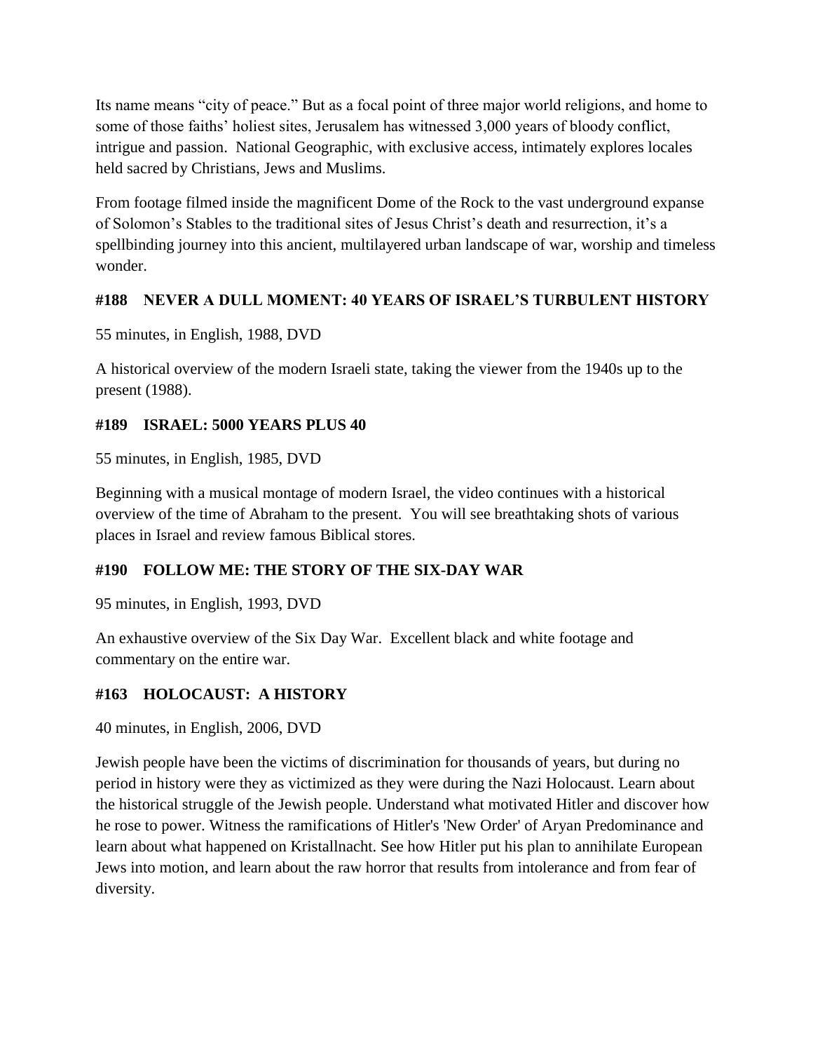Its name means “city of peace.” But as a focal point of three major world religions, and home to some of those faiths’ holiest sites, Jerusalem has witnessed 3,000 years of bloody conflict, intrigue and passion. National Geographic, with exclusive access, intimately explores locales held sacred by Christians, Jews and Muslims.

From footage filmed inside the magnificent Dome of the Rock to the vast underground expanse of Solomon’s Stables to the traditional sites of Jesus Christ’s death and resurrection, it’s a spellbinding journey into this ancient, multilayered urban landscape of war, worship and timeless wonder.

### #188 NEVER A DULL MOMENT: 40 YEARS OF ISRAEL’S TURBULENT HISTORY

55 minutes, in English, 1988, DVD

A historical overview of the modern Israeli state, taking the viewer from the 1940s up to the present (1988).

### #189 ISRAEL: 5000 YEARS PLUS 40

55 minutes, in English, 1985, DVD

Beginning with a musical montage of modern Israel, the video continues with a historical overview of the time of Abraham to the present. You will see breathtaking shots of various places in Israel and review famous Biblical stores.

### #190 FOLLOW ME: THE STORY OF THE SIX-DAY WAR

95 minutes, in English, 1993, DVD

An exhaustive overview of the Six Day War. Excellent black and white footage and commentary on the entire war.

### #163 HOLOCAUST: A HISTORY

40 minutes, in English, 2006, DVD

Jewish people have been the victims of discrimination for thousands of years, but during no period in history were they as victimized as they were during the Nazi Holocaust. Learn about the historical struggle of the Jewish people. Understand what motivated Hitler and discover how he rose to power. Witness the ramifications of Hitler's 'New Order' of Aryan Predominance and learn about what happened on Kristallnacht. See how Hitler put his plan to annihilate European Jews into motion, and learn about the raw horror that results from intolerance and from fear of diversity.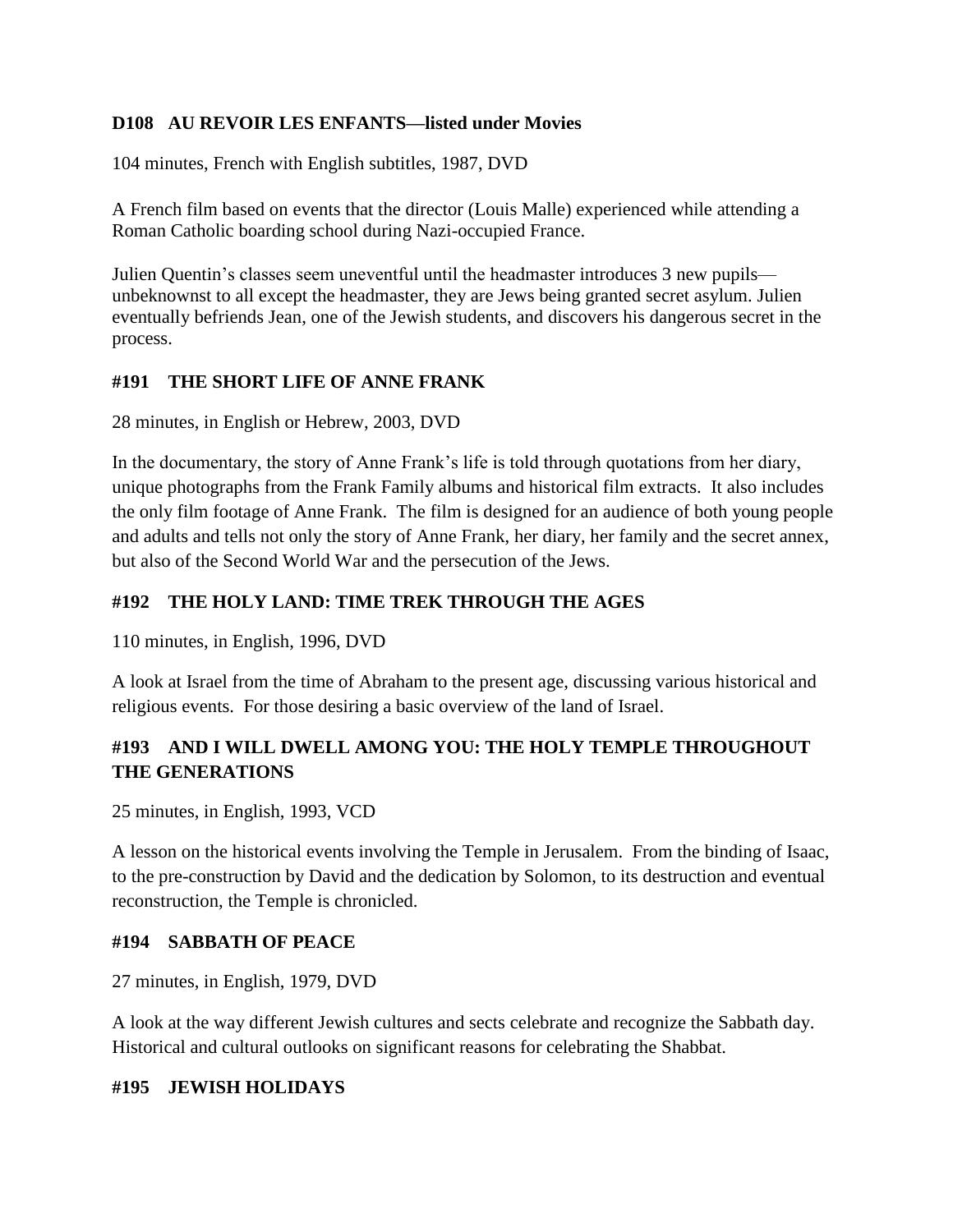### D108 AU REVOIR LES ENFANTS—listed under Movies

104 minutes, French with English subtitles, 1987, DVD

A French film based on events that the director (Louis Malle) experienced while attending a Roman Catholic boarding school during Nazi-occupied France.

Julien Quentin's classes seem uneventful until the headmaster introduces 3 new pupils—unbeknownst to all except the headmaster, they are Jews being granted secret asylum. Julien eventually befriends Jean, one of the Jewish students, and discovers his dangerous secret in the process.

### #191 THE SHORT LIFE OF ANNE FRANK

28 minutes, in English or Hebrew, 2003, DVD

In the documentary, the story of Anne Frank's life is told through quotations from her diary, unique photographs from the Frank Family albums and historical film extracts. It also includes the only film footage of Anne Frank. The film is designed for an audience of both young people and adults and tells not only the story of Anne Frank, her diary, her family and the secret annex, but also of the Second World War and the persecution of the Jews.

### #192 THE HOLY LAND: TIME TREK THROUGH THE AGES

110 minutes, in English, 1996, DVD

A look at Israel from the time of Abraham to the present age, discussing various historical and religious events. For those desiring a basic overview of the land of Israel.

### #193 AND I WILL DWELL AMONG YOU: THE HOLY TEMPLE THROUGHOUT THE GENERATIONS

25 minutes, in English, 1993, VCD

A lesson on the historical events involving the Temple in Jerusalem. From the binding of Isaac, to the pre-construction by David and the dedication by Solomon, to its destruction and eventual reconstruction, the Temple is chronicled.

### #194 SABBATH OF PEACE

27 minutes, in English, 1979, DVD

A look at the way different Jewish cultures and sects celebrate and recognize the Sabbath day. Historical and cultural outlooks on significant reasons for celebrating the Shabbat.

### #195 JEWISH HOLIDAYS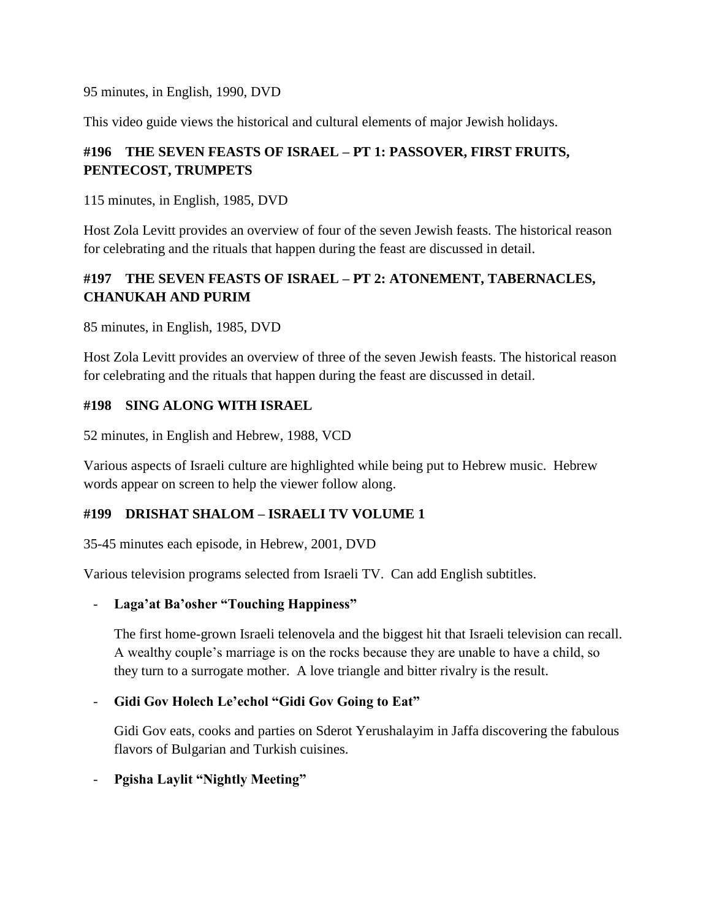95 minutes, in English, 1990, DVD

This video guide views the historical and cultural elements of major Jewish holidays.

### #196 THE SEVEN FEASTS OF ISRAEL – PT 1: PASSOVER, FIRST FRUITS, PENTECOST, TRUMPETS

115 minutes, in English, 1985, DVD

Host Zola Levitt provides an overview of four of the seven Jewish feasts. The historical reason for celebrating and the rituals that happen during the feast are discussed in detail.

### #197 THE SEVEN FEASTS OF ISRAEL – PT 2: ATONEMENT, TABERNACLES, CHANUKAH AND PURIM

85 minutes, in English, 1985, DVD

Host Zola Levitt provides an overview of three of the seven Jewish feasts. The historical reason for celebrating and the rituals that happen during the feast are discussed in detail.

### #198 SING ALONG WITH ISRAEL

52 minutes, in English and Hebrew, 1988, VCD

Various aspects of Israeli culture are highlighted while being put to Hebrew music. Hebrew words appear on screen to help the viewer follow along.

### #199 DRISHAT SHALOM – ISRAELI TV VOLUME 1

35-45 minutes each episode, in Hebrew, 2001, DVD

Various television programs selected from Israeli TV. Can add English subtitles.

- **Laga'at Ba'osher "Touching Happiness"**

  The first home-grown Israeli telenovela and the biggest hit that Israeli television can recall. A wealthy couple's marriage is on the rocks because they are unable to have a child, so they turn to a surrogate mother. A love triangle and bitter rivalry is the result.

- **Gidi Gov Holech Le'echol "Gidi Gov Going to Eat"**

  Gidi Gov eats, cooks and parties on Sderot Yerushalayim in Jaffa discovering the fabulous flavors of Bulgarian and Turkish cuisines.

- **Pgisha Laylit "Nightly Meeting"**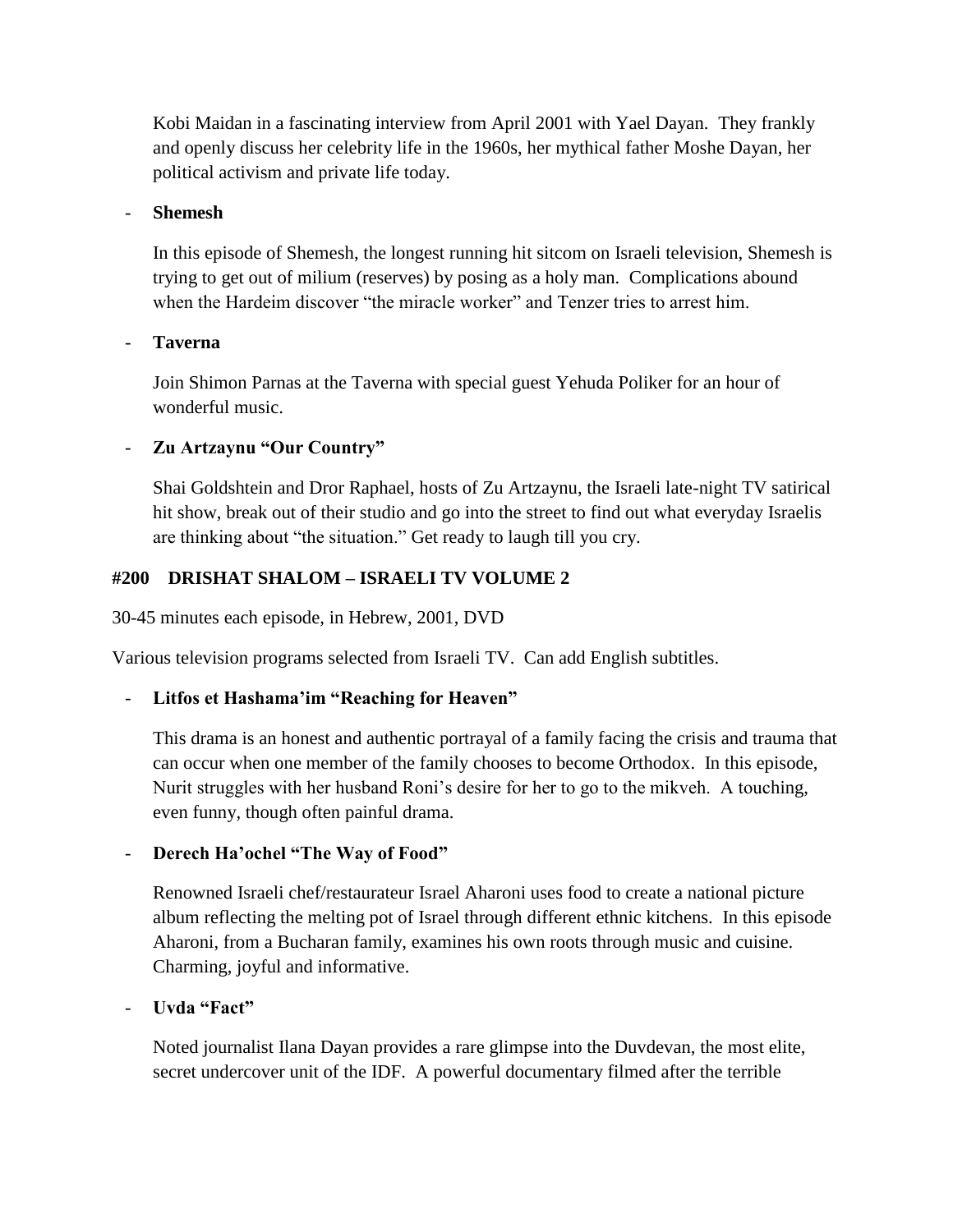Kobi Maidan in a fascinating interview from April 2001 with Yael Dayan. They frankly and openly discuss her celebrity life in the 1960s, her mythical father Moshe Dayan, her political activism and private life today.

- **Shemesh**

  In this episode of Shemesh, the longest running hit sitcom on Israeli television, Shemesh is trying to get out of milium (reserves) by posing as a holy man. Complications abound when the Hardeim discover "the miracle worker" and Tenzer tries to arrest him.

- **Taverna**

  Join Shimon Parnas at the Taverna with special guest Yehuda Poliker for an hour of wonderful music.

- **Zu Artzaynu "Our Country"**

  Shai Goldshtein and Dror Raphael, hosts of Zu Artzaynu, the Israeli late-night TV satirical hit show, break out of their studio and go into the street to find out what everyday Israelis are thinking about "the situation." Get ready to laugh till you cry.

**#200 DRISHAT SHALOM – ISRAELI TV VOLUME 2**

30-45 minutes each episode, in Hebrew, 2001, DVD

Various television programs selected from Israeli TV. Can add English subtitles.

- **Litfos et Hashama'im "Reaching for Heaven"**

  This drama is an honest and authentic portrayal of a family facing the crisis and trauma that can occur when one member of the family chooses to become Orthodox. In this episode, Nurit struggles with her husband Roni's desire for her to go to the mikveh. A touching, even funny, though often painful drama.

- **Derech Ha'ochel "The Way of Food"**

  Renowned Israeli chef/restaurateur Israel Aharoni uses food to create a national picture album reflecting the melting pot of Israel through different ethnic kitchens. In this episode Aharoni, from a Bucharan family, examines his own roots through music and cuisine. Charming, joyful and informative.

- **Uvda "Fact"**

  Noted journalist Ilana Dayan provides a rare glimpse into the Duvdevan, the most elite, secret undercover unit of the IDF. A powerful documentary filmed after the terrible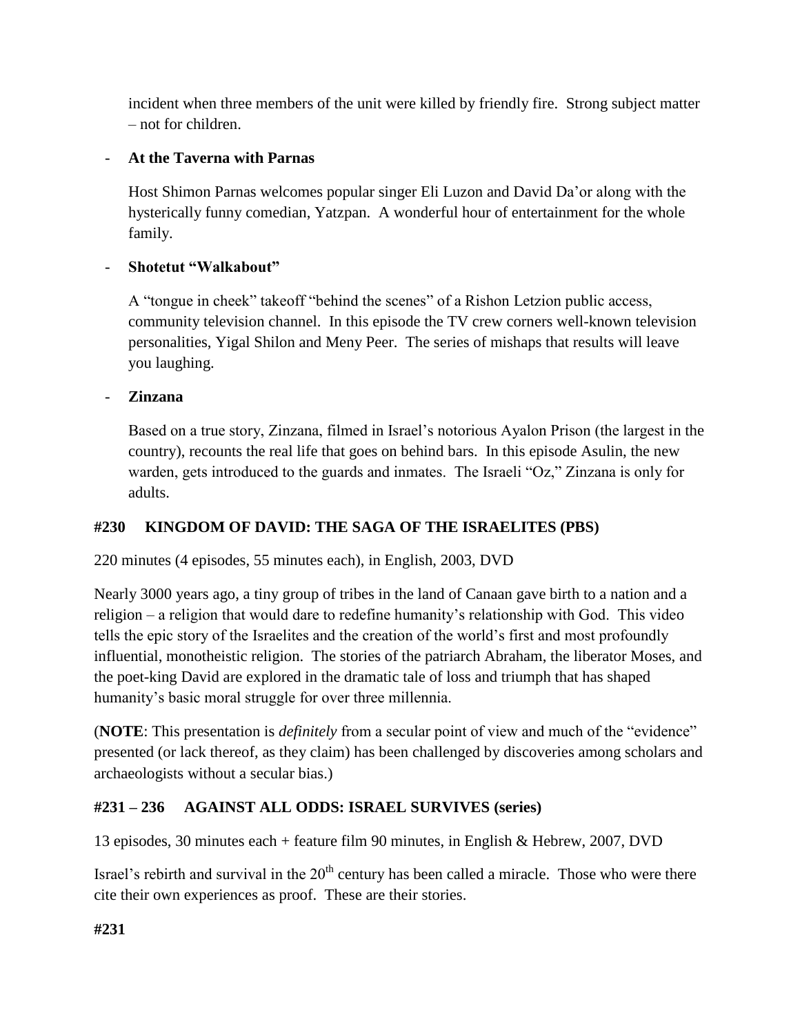incident when three members of the unit were killed by friendly fire. Strong subject matter – not for children.

- **At the Taverna with Parnas**

  Host Shimon Parnas welcomes popular singer Eli Luzon and David Da'or along with the hysterically funny comedian, Yatzpan. A wonderful hour of entertainment for the whole family.

- **Shotetut "Walkabout"**

  A "tongue in cheek" takeoff "behind the scenes" of a Rishon Letzion public access, community television channel. In this episode the TV crew corners well-known television personalities, Yigal Shilon and Meny Peer. The series of mishaps that results will leave you laughing.

- **Zinzana**

  Based on a true story, Zinzana, filmed in Israel's notorious Ayalon Prison (the largest in the country), recounts the real life that goes on behind bars. In this episode Asulin, the new warden, gets introduced to the guards and inmates. The Israeli "Oz," Zinzana is only for adults.

**#230 KINGDOM OF DAVID: THE SAGA OF THE ISRAELITES (PBS)**

220 minutes (4 episodes, 55 minutes each), in English, 2003, DVD

Nearly 3000 years ago, a tiny group of tribes in the land of Canaan gave birth to a nation and a religion – a religion that would dare to redefine humanity's relationship with God. This video tells the epic story of the Israelites and the creation of the world's first and most profoundly influential, monotheistic religion. The stories of the patriarch Abraham, the liberator Moses, and the poet-king David are explored in the dramatic tale of loss and triumph that has shaped humanity's basic moral struggle for over three millennia.

(**NOTE**: This presentation is *definitely* from a secular point of view and much of the "evidence" presented (or lack thereof, as they claim) has been challenged by discoveries among scholars and archaeologists without a secular bias.)

**#231 – 236 AGAINST ALL ODDS: ISRAEL SURVIVES (series)**

13 episodes, 30 minutes each + feature film 90 minutes, in English & Hebrew, 2007, DVD

Israel's rebirth and survival in the 20th century has been called a miracle. Those who were there cite their own experiences as proof. These are their stories.

**#231**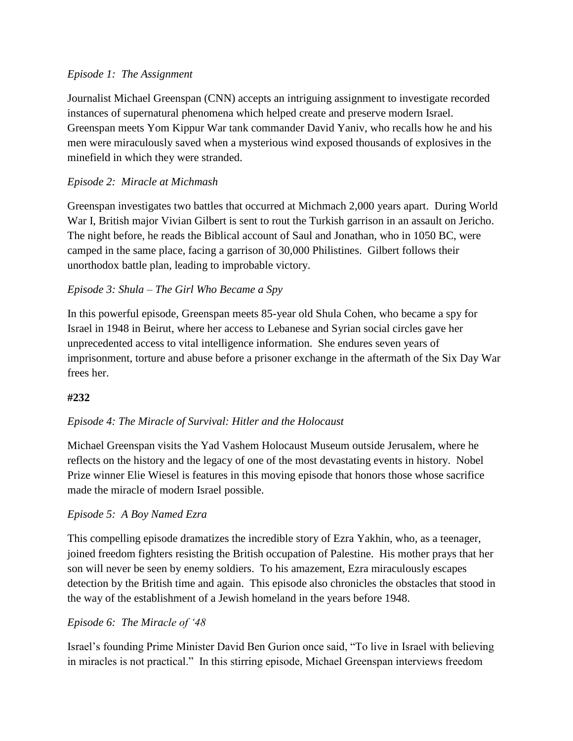*Episode 1: The Assignment*

Journalist Michael Greenspan (CNN) accepts an intriguing assignment to investigate recorded instances of supernatural phenomena which helped create and preserve modern Israel. Greenspan meets Yom Kippur War tank commander David Yaniv, who recalls how he and his men were miraculously saved when a mysterious wind exposed thousands of explosives in the minefield in which they were stranded.

*Episode 2: Miracle at Michmash*

Greenspan investigates two battles that occurred at Michmach 2,000 years apart. During World War I, British major Vivian Gilbert is sent to rout the Turkish garrison in an assault on Jericho. The night before, he reads the Biblical account of Saul and Jonathan, who in 1050 BC, were camped in the same place, facing a garrison of 30,000 Philistines. Gilbert follows their unorthodox battle plan, leading to improbable victory.

*Episode 3: Shula – The Girl Who Became a Spy*

In this powerful episode, Greenspan meets 85-year old Shula Cohen, who became a spy for Israel in 1948 in Beirut, where her access to Lebanese and Syrian social circles gave her unprecedented access to vital intelligence information. She endures seven years of imprisonment, torture and abuse before a prisoner exchange in the aftermath of the Six Day War frees her.

**#232**

*Episode 4: The Miracle of Survival: Hitler and the Holocaust*

Michael Greenspan visits the Yad Vashem Holocaust Museum outside Jerusalem, where he reflects on the history and the legacy of one of the most devastating events in history. Nobel Prize winner Elie Wiesel is features in this moving episode that honors those whose sacrifice made the miracle of modern Israel possible.

*Episode 5: A Boy Named Ezra*

This compelling episode dramatizes the incredible story of Ezra Yakhin, who, as a teenager, joined freedom fighters resisting the British occupation of Palestine. His mother prays that her son will never be seen by enemy soldiers. To his amazement, Ezra miraculously escapes detection by the British time and again. This episode also chronicles the obstacles that stood in the way of the establishment of a Jewish homeland in the years before 1948.

*Episode 6: The Miracle of '48*

Israel's founding Prime Minister David Ben Gurion once said, "To live in Israel with believing in miracles is not practical." In this stirring episode, Michael Greenspan interviews freedom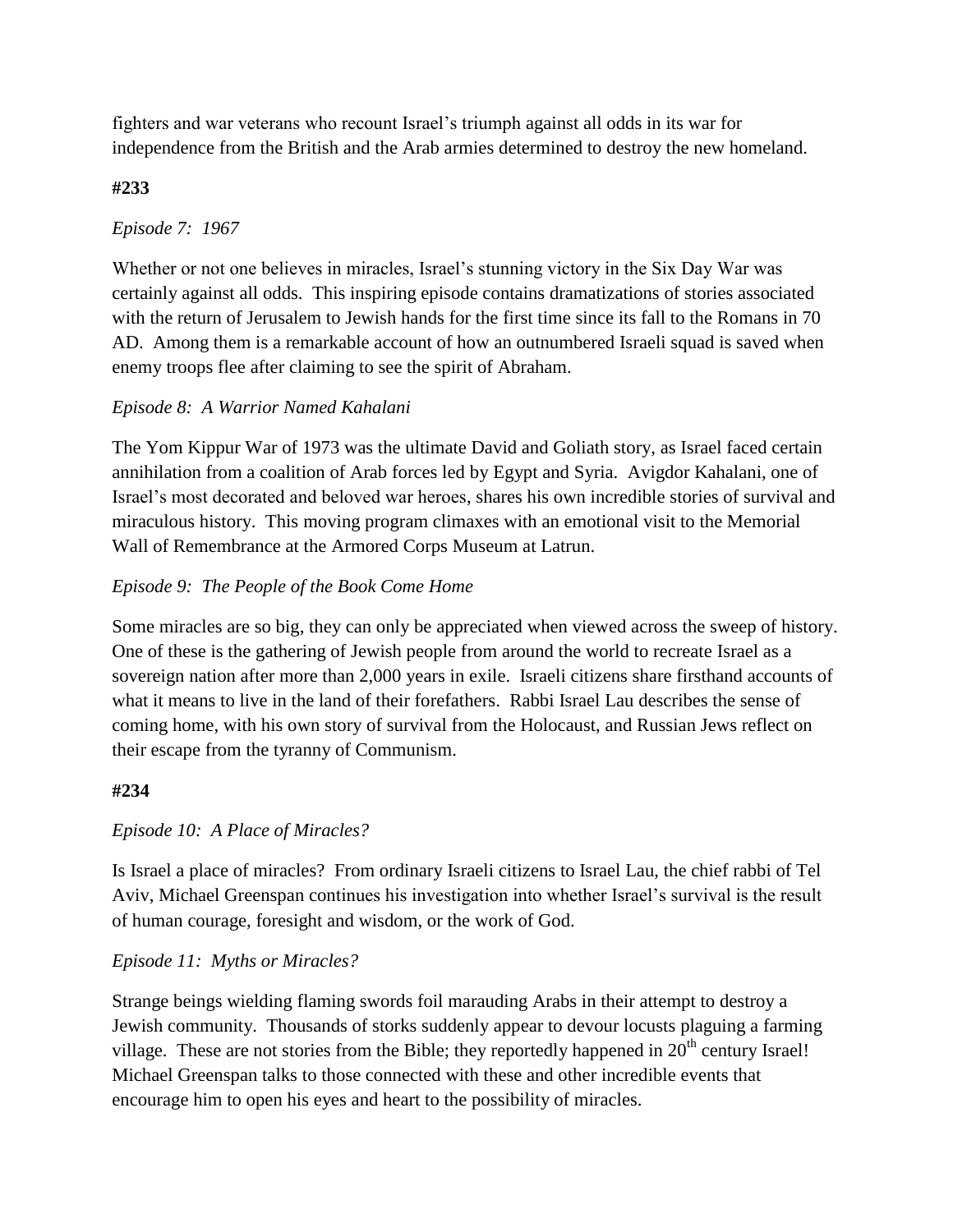fighters and war veterans who recount Israel's triumph against all odds in its war for independence from the British and the Arab armies determined to destroy the new homeland.

**#233**

*Episode 7: 1967*

Whether or not one believes in miracles, Israel's stunning victory in the Six Day War was certainly against all odds. This inspiring episode contains dramatizations of stories associated with the return of Jerusalem to Jewish hands for the first time since its fall to the Romans in 70 AD. Among them is a remarkable account of how an outnumbered Israeli squad is saved when enemy troops flee after claiming to see the spirit of Abraham.

*Episode 8: A Warrior Named Kahalani*

The Yom Kippur War of 1973 was the ultimate David and Goliath story, as Israel faced certain annihilation from a coalition of Arab forces led by Egypt and Syria. Avigdor Kahalani, one of Israel's most decorated and beloved war heroes, shares his own incredible stories of survival and miraculous history. This moving program climaxes with an emotional visit to the Memorial Wall of Remembrance at the Armored Corps Museum at Latrun.

*Episode 9: The People of the Book Come Home*

Some miracles are so big, they can only be appreciated when viewed across the sweep of history. One of these is the gathering of Jewish people from around the world to recreate Israel as a sovereign nation after more than 2,000 years in exile. Israeli citizens share firsthand accounts of what it means to live in the land of their forefathers. Rabbi Israel Lau describes the sense of coming home, with his own story of survival from the Holocaust, and Russian Jews reflect on their escape from the tyranny of Communism.

**#234**

*Episode 10: A Place of Miracles?*

Is Israel a place of miracles? From ordinary Israeli citizens to Israel Lau, the chief rabbi of Tel Aviv, Michael Greenspan continues his investigation into whether Israel's survival is the result of human courage, foresight and wisdom, or the work of God.

*Episode 11: Myths or Miracles?*

Strange beings wielding flaming swords foil marauding Arabs in their attempt to destroy a Jewish community. Thousands of storks suddenly appear to devour locusts plaguing a farming village. These are not stories from the Bible; they reportedly happened in 20th century Israel! Michael Greenspan talks to those connected with these and other incredible events that encourage him to open his eyes and heart to the possibility of miracles.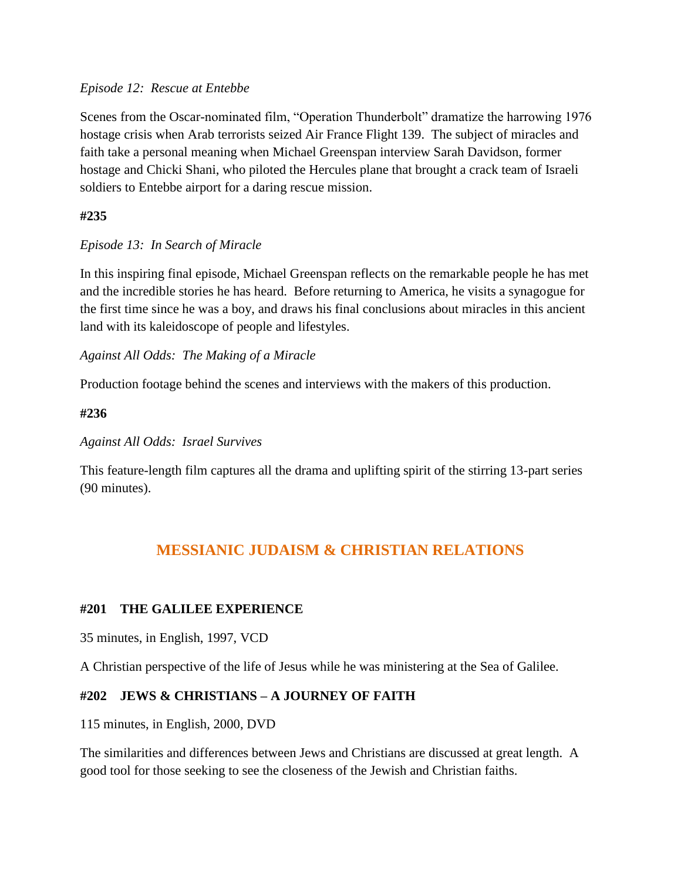*Episode 12: Rescue at Entebbe*

Scenes from the Oscar-nominated film, "Operation Thunderbolt" dramatize the harrowing 1976 hostage crisis when Arab terrorists seized Air France Flight 139. The subject of miracles and faith take a personal meaning when Michael Greenspan interview Sarah Davidson, former hostage and Chicki Shani, who piloted the Hercules plane that brought a crack team of Israeli soldiers to Entebbe airport for a daring rescue mission.

**#235**

*Episode 13: In Search of Miracle*

In this inspiring final episode, Michael Greenspan reflects on the remarkable people he has met and the incredible stories he has heard. Before returning to America, he visits a synagogue for the first time since he was a boy, and draws his final conclusions about miracles in this ancient land with its kaleidoscope of people and lifestyles.

*Against All Odds: The Making of a Miracle*

Production footage behind the scenes and interviews with the makers of this production.

**#236**

*Against All Odds: Israel Survives*

This feature-length film captures all the drama and uplifting spirit of the stirring 13-part series (90 minutes).

## MESSIANIC JUDAISM & CHRISTIAN RELATIONS

### #201 THE GALILEE EXPERIENCE

35 minutes, in English, 1997, VCD

A Christian perspective of the life of Jesus while he was ministering at the Sea of Galilee.

### #202 JEWS & CHRISTIANS – A JOURNEY OF FAITH

115 minutes, in English, 2000, DVD

The similarities and differences between Jews and Christians are discussed at great length. A good tool for those seeking to see the closeness of the Jewish and Christian faiths.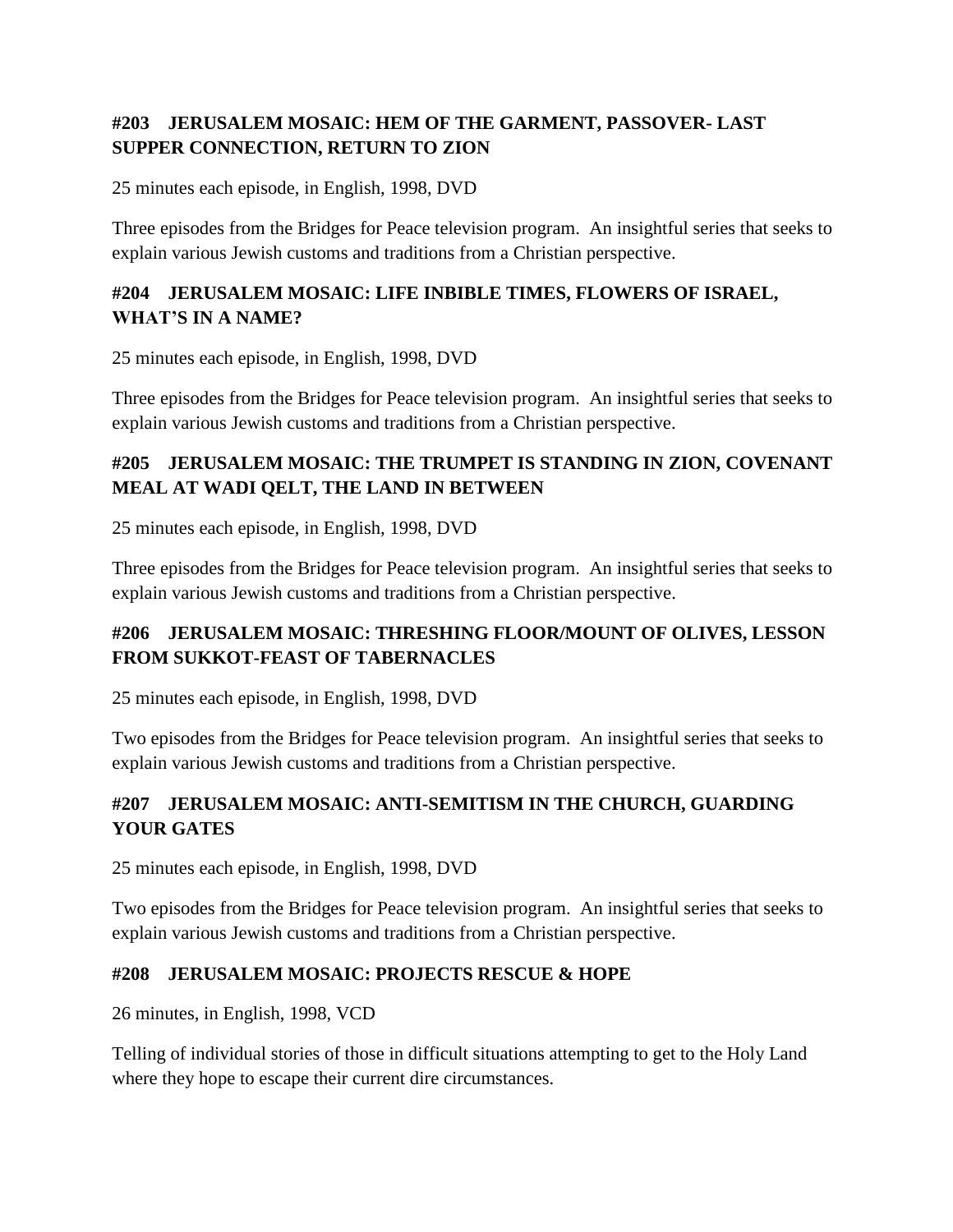### #203 JERUSALEM MOSAIC: HEM OF THE GARMENT, PASSOVER- LAST SUPPER CONNECTION, RETURN TO ZION

25 minutes each episode, in English, 1998, DVD

Three episodes from the Bridges for Peace television program. An insightful series that seeks to explain various Jewish customs and traditions from a Christian perspective.

### #204 JERUSALEM MOSAIC: LIFE INBIBLE TIMES, FLOWERS OF ISRAEL, WHAT'S IN A NAME?

25 minutes each episode, in English, 1998, DVD

Three episodes from the Bridges for Peace television program. An insightful series that seeks to explain various Jewish customs and traditions from a Christian perspective.

### #205 JERUSALEM MOSAIC: THE TRUMPET IS STANDING IN ZION, COVENANT MEAL AT WADI QELT, THE LAND IN BETWEEN

25 minutes each episode, in English, 1998, DVD

Three episodes from the Bridges for Peace television program. An insightful series that seeks to explain various Jewish customs and traditions from a Christian perspective.

### #206 JERUSALEM MOSAIC: THRESHING FLOOR/MOUNT OF OLIVES, LESSON FROM SUKKOT-FEAST OF TABERNACLES

25 minutes each episode, in English, 1998, DVD

Two episodes from the Bridges for Peace television program. An insightful series that seeks to explain various Jewish customs and traditions from a Christian perspective.

### #207 JERUSALEM MOSAIC: ANTI-SEMITISM IN THE CHURCH, GUARDING YOUR GATES

25 minutes each episode, in English, 1998, DVD

Two episodes from the Bridges for Peace television program. An insightful series that seeks to explain various Jewish customs and traditions from a Christian perspective.

### #208 JERUSALEM MOSAIC: PROJECTS RESCUE & HOPE

26 minutes, in English, 1998, VCD

Telling of individual stories of those in difficult situations attempting to get to the Holy Land where they hope to escape their current dire circumstances.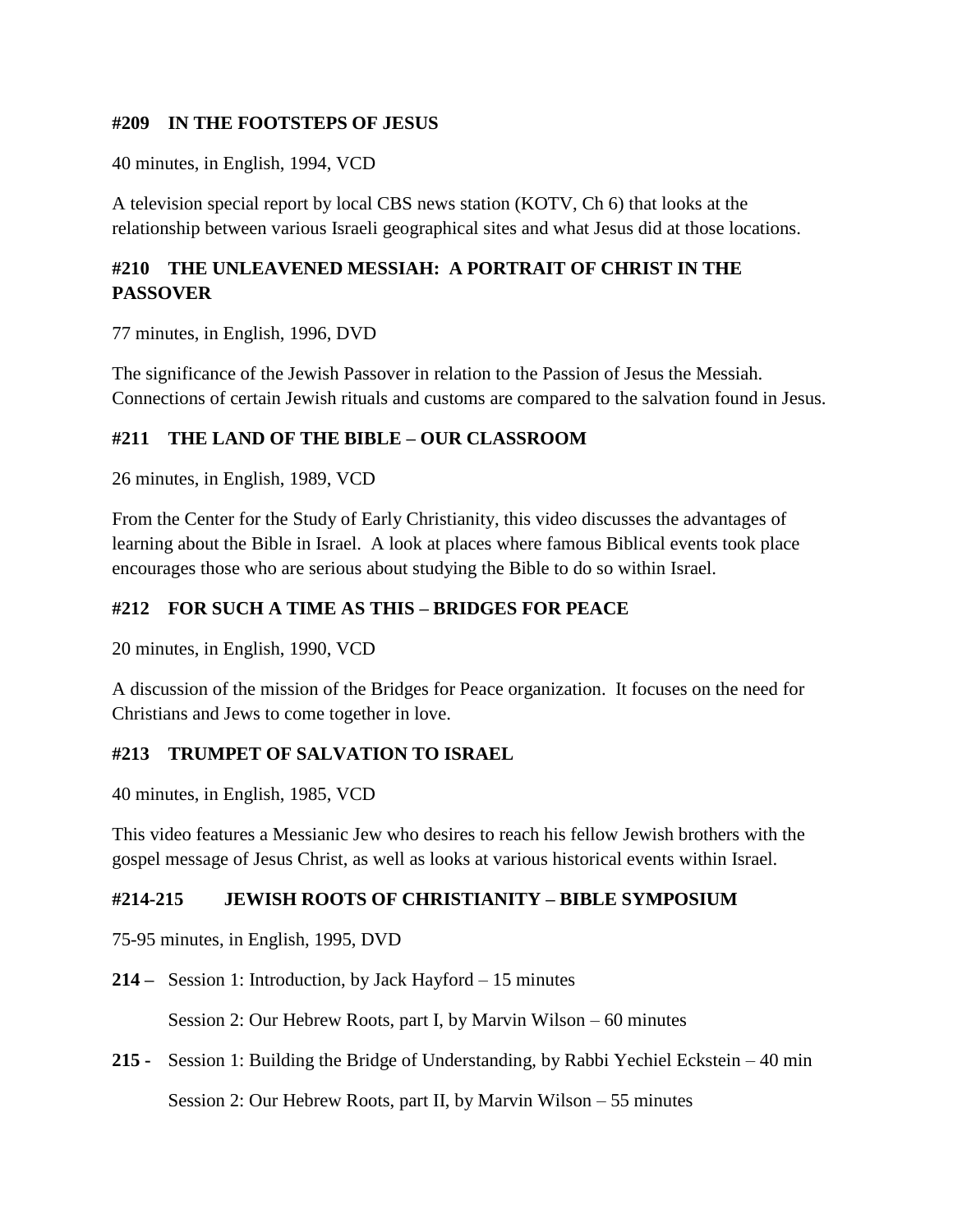**#209 IN THE FOOTSTEPS OF JESUS**

40 minutes, in English, 1994, VCD

A television special report by local CBS news station (KOTV, Ch 6) that looks at the relationship between various Israeli geographical sites and what Jesus did at those locations.

**#210 THE UNLEAVENED MESSIAH: A PORTRAIT OF CHRIST IN THE PASSOVER**

77 minutes, in English, 1996, DVD

The significance of the Jewish Passover in relation to the Passion of Jesus the Messiah. Connections of certain Jewish rituals and customs are compared to the salvation found in Jesus.

**#211 THE LAND OF THE BIBLE – OUR CLASSROOM**

26 minutes, in English, 1989, VCD

From the Center for the Study of Early Christianity, this video discusses the advantages of learning about the Bible in Israel. A look at places where famous Biblical events took place encourages those who are serious about studying the Bible to do so within Israel.

**#212 FOR SUCH A TIME AS THIS – BRIDGES FOR PEACE**

20 minutes, in English, 1990, VCD

A discussion of the mission of the Bridges for Peace organization. It focuses on the need for Christians and Jews to come together in love.

**#213 TRUMPET OF SALVATION TO ISRAEL**

40 minutes, in English, 1985, VCD

This video features a Messianic Jew who desires to reach his fellow Jewish brothers with the gospel message of Jesus Christ, as well as looks at various historical events within Israel.

**#214-215 JEWISH ROOTS OF CHRISTIANITY – BIBLE SYMPOSIUM**

75-95 minutes, in English, 1995, DVD

**214 –** Session 1: Introduction, by Jack Hayford – 15 minutes

Session 2: Our Hebrew Roots, part I, by Marvin Wilson – 60 minutes

**215 -** Session 1: Building the Bridge of Understanding, by Rabbi Yechiel Eckstein – 40 min

Session 2: Our Hebrew Roots, part II, by Marvin Wilson – 55 minutes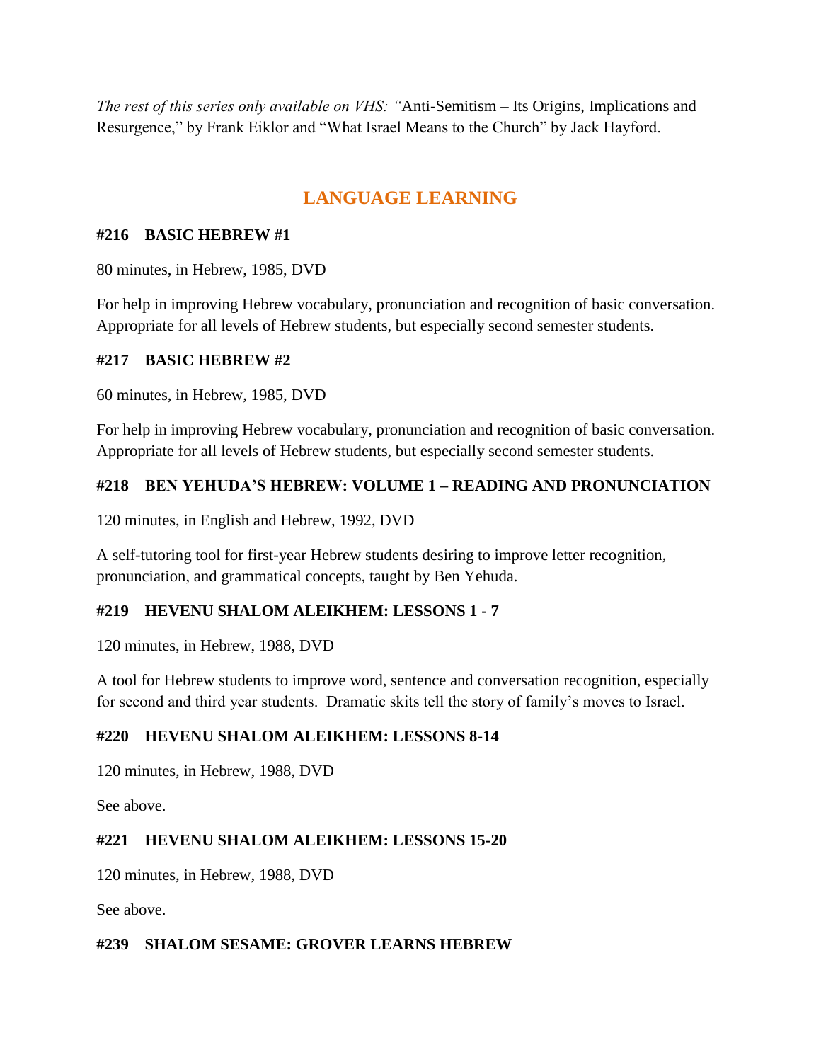*The rest of this series only available on VHS: "*Anti-Semitism – Its Origins, Implications and Resurgence," by Frank Eiklor and "What Israel Means to the Church" by Jack Hayford.

## LANGUAGE LEARNING

### #216 BASIC HEBREW #1

80 minutes, in Hebrew, 1985, DVD

For help in improving Hebrew vocabulary, pronunciation and recognition of basic conversation. Appropriate for all levels of Hebrew students, but especially second semester students.

### #217 BASIC HEBREW #2

60 minutes, in Hebrew, 1985, DVD

For help in improving Hebrew vocabulary, pronunciation and recognition of basic conversation. Appropriate for all levels of Hebrew students, but especially second semester students.

### #218 BEN YEHUDA'S HEBREW: VOLUME 1 – READING AND PRONUNCIATION

120 minutes, in English and Hebrew, 1992, DVD

A self-tutoring tool for first-year Hebrew students desiring to improve letter recognition, pronunciation, and grammatical concepts, taught by Ben Yehuda.

### #219 HEVENU SHALOM ALEIKHEM: LESSONS 1 - 7

120 minutes, in Hebrew, 1988, DVD

A tool for Hebrew students to improve word, sentence and conversation recognition, especially for second and third year students. Dramatic skits tell the story of family's moves to Israel.

### #220 HEVENU SHALOM ALEIKHEM: LESSONS 8-14

120 minutes, in Hebrew, 1988, DVD

See above.

### #221 HEVENU SHALOM ALEIKHEM: LESSONS 15-20

120 minutes, in Hebrew, 1988, DVD

See above.

### #239 SHALOM SESAME: GROVER LEARNS HEBREW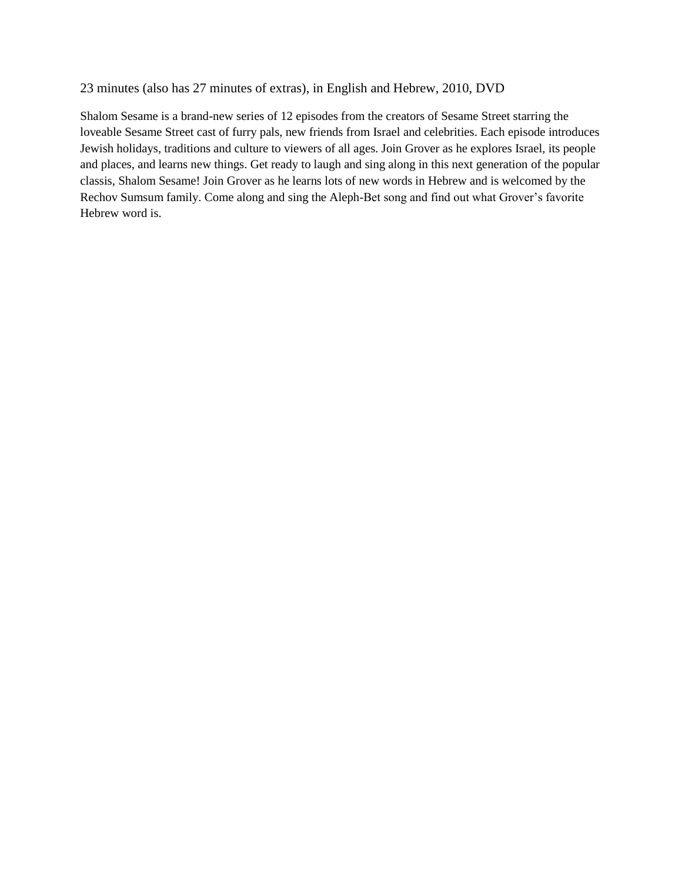23 minutes (also has 27 minutes of extras), in English and Hebrew, 2010, DVD

Shalom Sesame is a brand-new series of 12 episodes from the creators of Sesame Street starring the loveable Sesame Street cast of furry pals, new friends from Israel and celebrities. Each episode introduces Jewish holidays, traditions and culture to viewers of all ages. Join Grover as he explores Israel, its people and places, and learns new things. Get ready to laugh and sing along in this next generation of the popular classis, Shalom Sesame! Join Grover as he learns lots of new words in Hebrew and is welcomed by the Rechov Sumsum family. Come along and sing the Aleph-Bet song and find out what Grover's favorite Hebrew word is.